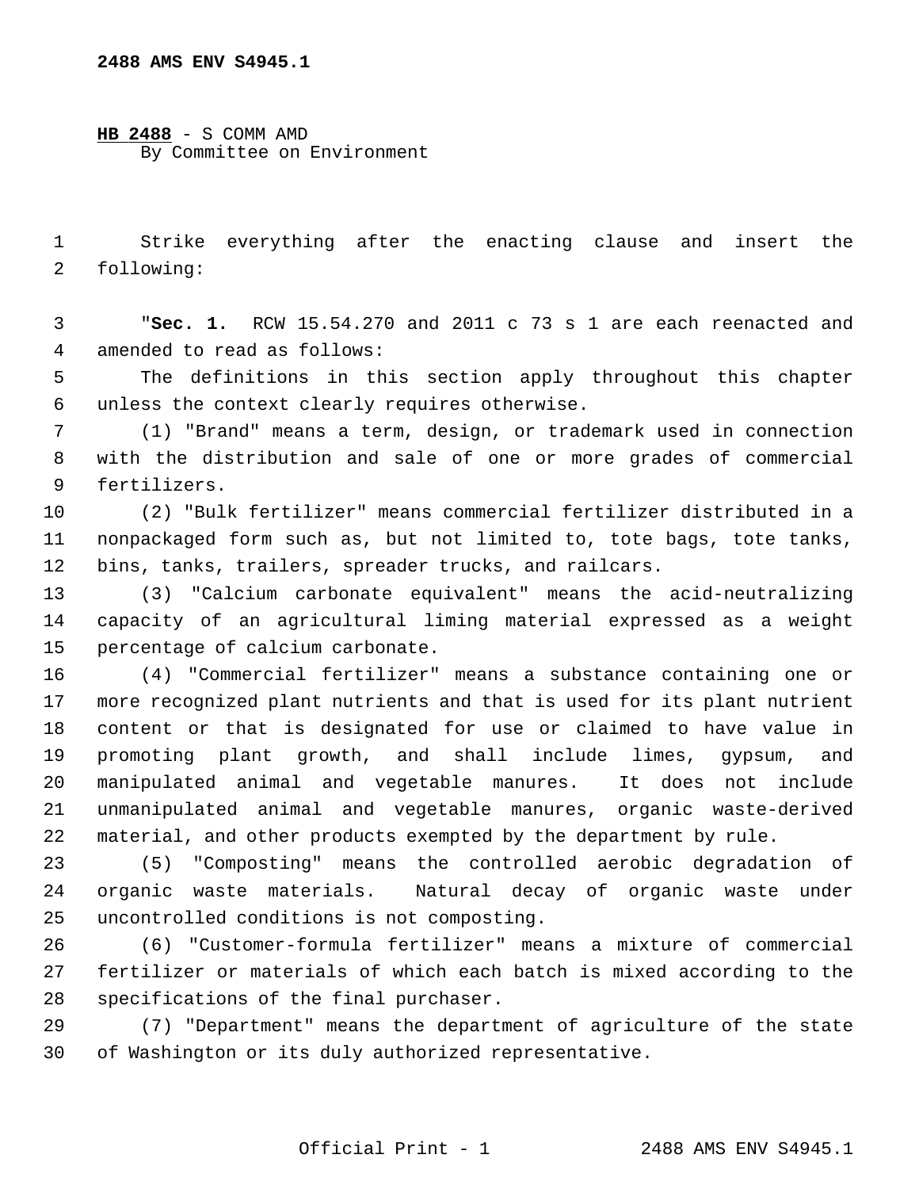**2488 AMS ENV S4945.1**

**HB 2488** - S COMM AMD
By Committee on Environment

Strike everything after the enacting clause and insert the following:

"**Sec. 1.** RCW 15.54.270 and 2011 c 73 s 1 are each reenacted and amended to read as follows:

The definitions in this section apply throughout this chapter unless the context clearly requires otherwise.

(1) "Brand" means a term, design, or trademark used in connection with the distribution and sale of one or more grades of commercial fertilizers.

(2) "Bulk fertilizer" means commercial fertilizer distributed in a nonpackaged form such as, but not limited to, tote bags, tote tanks, bins, tanks, trailers, spreader trucks, and railcars.

(3) "Calcium carbonate equivalent" means the acid-neutralizing capacity of an agricultural liming material expressed as a weight percentage of calcium carbonate.

(4) "Commercial fertilizer" means a substance containing one or more recognized plant nutrients and that is used for its plant nutrient content or that is designated for use or claimed to have value in promoting plant growth, and shall include limes, gypsum, and manipulated animal and vegetable manures. It does not include unmanipulated animal and vegetable manures, organic waste-derived material, and other products exempted by the department by rule.

(5) "Composting" means the controlled aerobic degradation of organic waste materials. Natural decay of organic waste under uncontrolled conditions is not composting.

(6) "Customer-formula fertilizer" means a mixture of commercial fertilizer or materials of which each batch is mixed according to the specifications of the final purchaser.

(7) "Department" means the department of agriculture of the state of Washington or its duly authorized representative.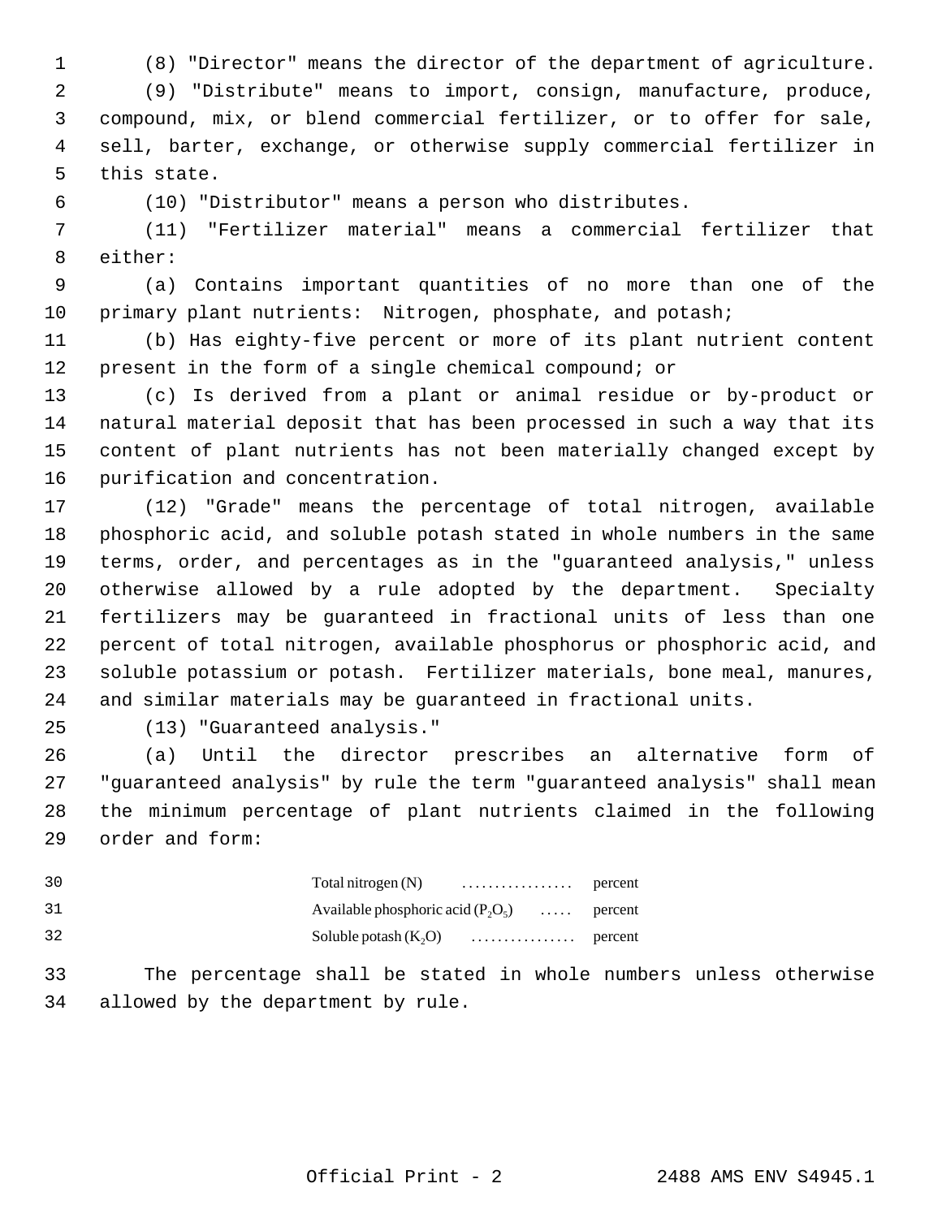(8) "Director" means the director of the department of agriculture.

(9) "Distribute" means to import, consign, manufacture, produce, compound, mix, or blend commercial fertilizer, or to offer for sale, sell, barter, exchange, or otherwise supply commercial fertilizer in this state.

(10) "Distributor" means a person who distributes.

(11) "Fertilizer material" means a commercial fertilizer that either:

(a) Contains important quantities of no more than one of the primary plant nutrients: Nitrogen, phosphate, and potash;

(b) Has eighty-five percent or more of its plant nutrient content present in the form of a single chemical compound; or

(c) Is derived from a plant or animal residue or by-product or natural material deposit that has been processed in such a way that its content of plant nutrients has not been materially changed except by purification and concentration.

(12) "Grade" means the percentage of total nitrogen, available phosphoric acid, and soluble potash stated in whole numbers in the same terms, order, and percentages as in the "guaranteed analysis," unless otherwise allowed by a rule adopted by the department. Specialty fertilizers may be guaranteed in fractional units of less than one percent of total nitrogen, available phosphorus or phosphoric acid, and soluble potassium or potash. Fertilizer materials, bone meal, manures, and similar materials may be guaranteed in fractional units.

(13) "Guaranteed analysis."

(a) Until the director prescribes an alternative form of "guaranteed analysis" by rule the term "guaranteed analysis" shall mean the minimum percentage of plant nutrients claimed in the following order and form:

Total nitrogen (N) . . . . . . . . . . . . . . . . . percent
Available phosphoric acid ($P_2O_5$) . . . . . percent
Soluble potash ($K_2O$) . . . . . . . . . . . . . . . . percent

The percentage shall be stated in whole numbers unless otherwise allowed by the department by rule.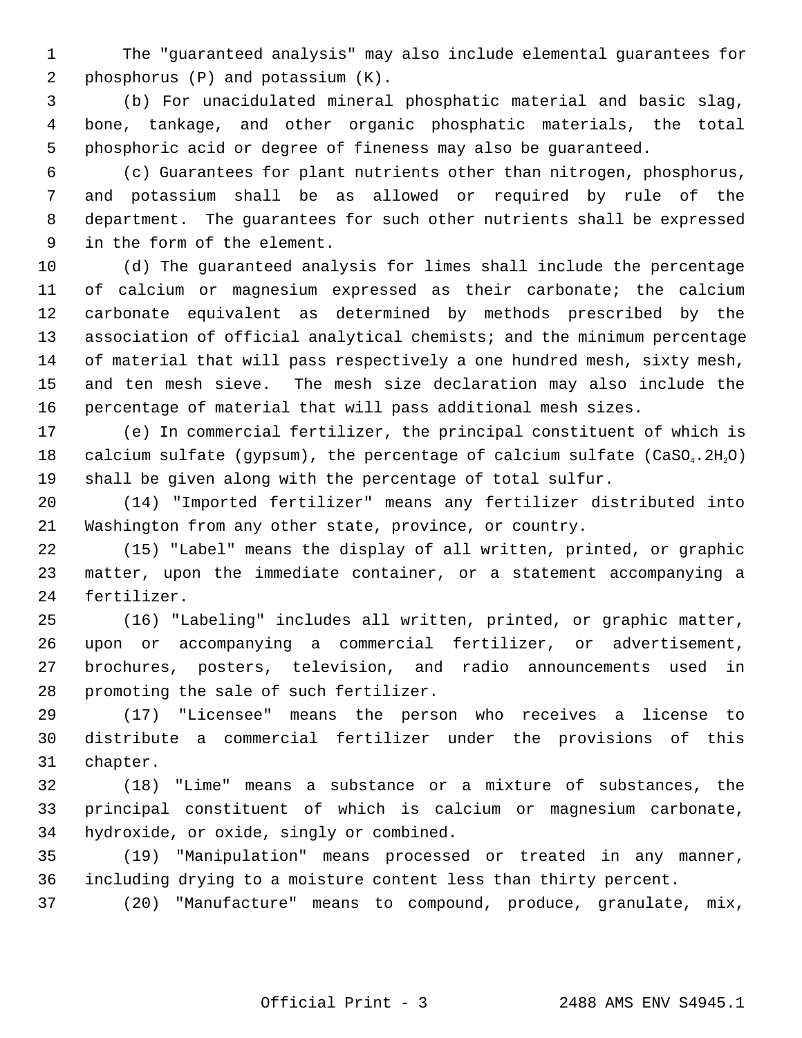The "guaranteed analysis" may also include elemental guarantees for phosphorus (P) and potassium (K).

(b) For unacidulated mineral phosphatic material and basic slag, bone, tankage, and other organic phosphatic materials, the total phosphoric acid or degree of fineness may also be guaranteed.

(c) Guarantees for plant nutrients other than nitrogen, phosphorus, and potassium shall be as allowed or required by rule of the department. The guarantees for such other nutrients shall be expressed in the form of the element.

(d) The guaranteed analysis for limes shall include the percentage of calcium or magnesium expressed as their carbonate; the calcium carbonate equivalent as determined by methods prescribed by the association of official analytical chemists; and the minimum percentage of material that will pass respectively a one hundred mesh, sixty mesh, and ten mesh sieve. The mesh size declaration may also include the percentage of material that will pass additional mesh sizes.

(e) In commercial fertilizer, the principal constituent of which is calcium sulfate (gypsum), the percentage of calcium sulfate ($CaSO_4.2H_2O$) shall be given along with the percentage of total sulfur.

(14) "Imported fertilizer" means any fertilizer distributed into Washington from any other state, province, or country.

(15) "Label" means the display of all written, printed, or graphic matter, upon the immediate container, or a statement accompanying a fertilizer.

(16) "Labeling" includes all written, printed, or graphic matter, upon or accompanying a commercial fertilizer, or advertisement, brochures, posters, television, and radio announcements used in promoting the sale of such fertilizer.

(17) "Licensee" means the person who receives a license to distribute a commercial fertilizer under the provisions of this chapter.

(18) "Lime" means a substance or a mixture of substances, the principal constituent of which is calcium or magnesium carbonate, hydroxide, or oxide, singly or combined.

(19) "Manipulation" means processed or treated in any manner, including drying to a moisture content less than thirty percent.

(20) "Manufacture" means to compound, produce, granulate, mix,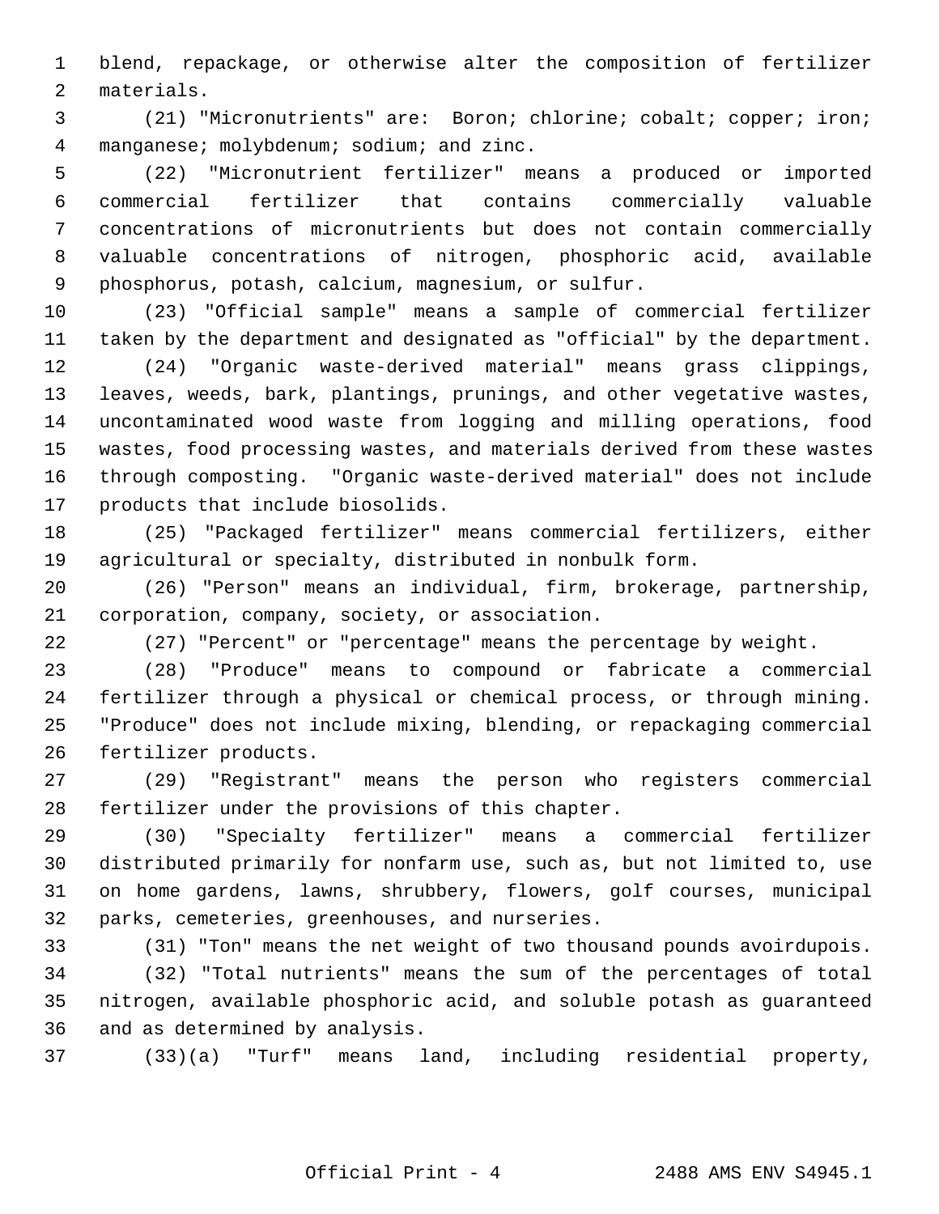blend, repackage, or otherwise alter the composition of fertilizer materials.

(21) "Micronutrients" are: Boron; chlorine; cobalt; copper; iron; manganese; molybdenum; sodium; and zinc.

(22) "Micronutrient fertilizer" means a produced or imported commercial fertilizer that contains commercially valuable concentrations of micronutrients but does not contain commercially valuable concentrations of nitrogen, phosphoric acid, available phosphorus, potash, calcium, magnesium, or sulfur.

(23) "Official sample" means a sample of commercial fertilizer taken by the department and designated as "official" by the department.

(24) "Organic waste-derived material" means grass clippings, leaves, weeds, bark, plantings, prunings, and other vegetative wastes, uncontaminated wood waste from logging and milling operations, food wastes, food processing wastes, and materials derived from these wastes through composting. "Organic waste-derived material" does not include products that include biosolids.

(25) "Packaged fertilizer" means commercial fertilizers, either agricultural or specialty, distributed in nonbulk form.

(26) "Person" means an individual, firm, brokerage, partnership, corporation, company, society, or association.

(27) "Percent" or "percentage" means the percentage by weight.

(28) "Produce" means to compound or fabricate a commercial fertilizer through a physical or chemical process, or through mining. "Produce" does not include mixing, blending, or repackaging commercial fertilizer products.

(29) "Registrant" means the person who registers commercial fertilizer under the provisions of this chapter.

(30) "Specialty fertilizer" means a commercial fertilizer distributed primarily for nonfarm use, such as, but not limited to, use on home gardens, lawns, shrubbery, flowers, golf courses, municipal parks, cemeteries, greenhouses, and nurseries.

(31) "Ton" means the net weight of two thousand pounds avoirdupois.

(32) "Total nutrients" means the sum of the percentages of total nitrogen, available phosphoric acid, and soluble potash as guaranteed and as determined by analysis.

(33)(a) "Turf" means land, including residential property,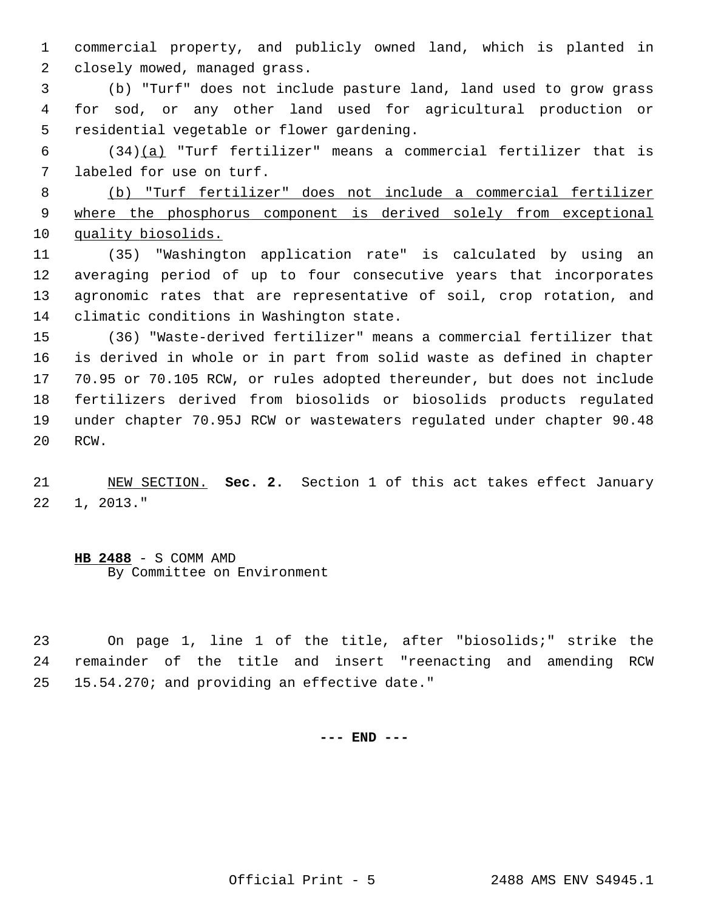commercial property, and publicly owned land, which is planted in closely mowed, managed grass.

(b) "Turf" does not include pasture land, land used to grow grass for sod, or any other land used for agricultural production or residential vegetable or flower gardening.

(34)(a) "Turf fertilizer" means a commercial fertilizer that is labeled for use on turf.

(b) "Turf fertilizer" does not include a commercial fertilizer where the phosphorus component is derived solely from exceptional quality biosolids.

(35) "Washington application rate" is calculated by using an averaging period of up to four consecutive years that incorporates agronomic rates that are representative of soil, crop rotation, and climatic conditions in Washington state.

(36) "Waste-derived fertilizer" means a commercial fertilizer that is derived in whole or in part from solid waste as defined in chapter 70.95 or 70.105 RCW, or rules adopted thereunder, but does not include fertilizers derived from biosolids or biosolids products regulated under chapter 70.95J RCW or wastewaters regulated under chapter 90.48 RCW.

NEW SECTION. **Sec. 2.** Section 1 of this act takes effect January 1, 2013."

**HB 2488** - S COMM AMD
By Committee on Environment

On page 1, line 1 of the title, after "biosolids;" strike the remainder of the title and insert "reenacting and amending RCW 15.54.270; and providing an effective date."

**--- END ---**